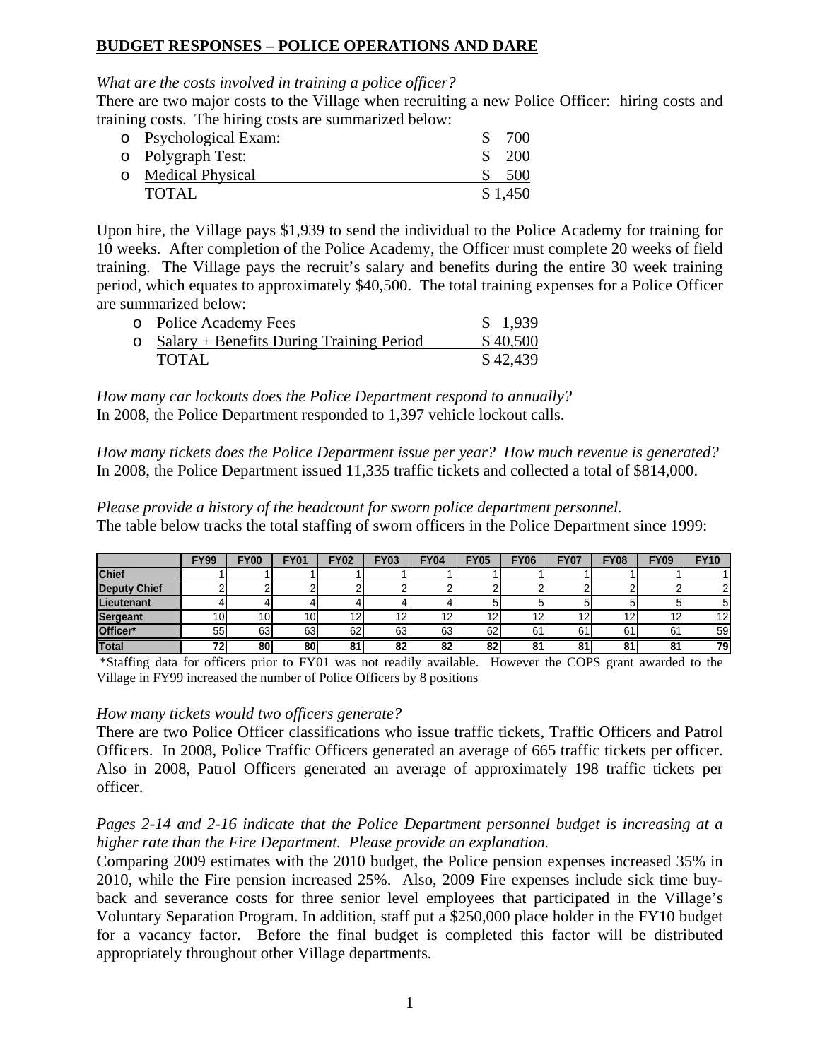## BUDGET RESPONSES – POLICE OPERATIONS AND DARE

*What are the costs involved in training a police officer?*

There are two major costs to the Village when recruiting a new Police Officer: hiring costs and training costs. The hiring costs are summarized below:

| | |
|---|---|
| o Psychological Exam: | $ 700 |
| o Polygraph Test: | $ 200 |
| o Medical Physical | $ 500 |
| TOTAL | $ 1,450 |

Upon hire, the Village pays $1,939 to send the individual to the Police Academy for training for 10 weeks. After completion of the Police Academy, the Officer must complete 20 weeks of field training. The Village pays the recruit's salary and benefits during the entire 30 week training period, which equates to approximately $40,500. The total training expenses for a Police Officer are summarized below:

| | |
|---|---|
| o Police Academy Fees | $ 1,939 |
| o Salary + Benefits During Training Period | $ 40,500 |
| TOTAL | $ 42,439 |

*How many car lockouts does the Police Department respond to annually?*

In 2008, the Police Department responded to 1,397 vehicle lockout calls.

*How many tickets does the Police Department issue per year? How much revenue is generated?*

In 2008, the Police Department issued 11,335 traffic tickets and collected a total of $814,000.

*Please provide a history of the headcount for sworn police department personnel.*

The table below tracks the total staffing of sworn officers in the Police Department since 1999:

| | FY99 | FY00 | FY01 | FY02 | FY03 | FY04 | FY05 | FY06 | FY07 | FY08 | FY09 | FY10 |
|---|---|---|---|---|---|---|---|---|---|---|---|---|
| **Chief** | 1 | 1 | 1 | 1 | 1 | 1 | 1 | 1 | 1 | 1 | 1 | 1 |
| **Deputy Chief** | 2 | 2 | 2 | 2 | 2 | 2 | 2 | 2 | 2 | 2 | 2 | 2 |
| **Lieutenant** | 4 | 4 | 4 | 4 | 4 | 4 | 5 | 5 | 5 | 5 | 5 | 5 |
| **Sergeant** | 10 | 10 | 10 | 12 | 12 | 12 | 12 | 12 | 12 | 12 | 12 | 12 |
| **Officer*** | 55 | 63 | 63 | 62 | 63 | 63 | 62 | 61 | 61 | 61 | 61 | 59 |
| **Total** | **72** | **80** | **80** | **81** | **82** | **82** | **82** | **81** | **81** | **81** | **81** | **79** |

*Staffing data for officers prior to FY01 was not readily available. However the COPS grant awarded to the Village in FY99 increased the number of Police Officers by 8 positions

*How many tickets would two officers generate?*

There are two Police Officer classifications who issue traffic tickets, Traffic Officers and Patrol Officers. In 2008, Police Traffic Officers generated an average of 665 traffic tickets per officer. Also in 2008, Patrol Officers generated an average of approximately 198 traffic tickets per officer.

*Pages 2-14 and 2-16 indicate that the Police Department personnel budget is increasing at a higher rate than the Fire Department. Please provide an explanation.*

Comparing 2009 estimates with the 2010 budget, the Police pension expenses increased 35% in 2010, while the Fire pension increased 25%. Also, 2009 Fire expenses include sick time buy-back and severance costs for three senior level employees that participated in the Village's Voluntary Separation Program. In addition, staff put a $250,000 place holder in the FY10 budget for a vacancy factor. Before the final budget is completed this factor will be distributed appropriately throughout other Village departments.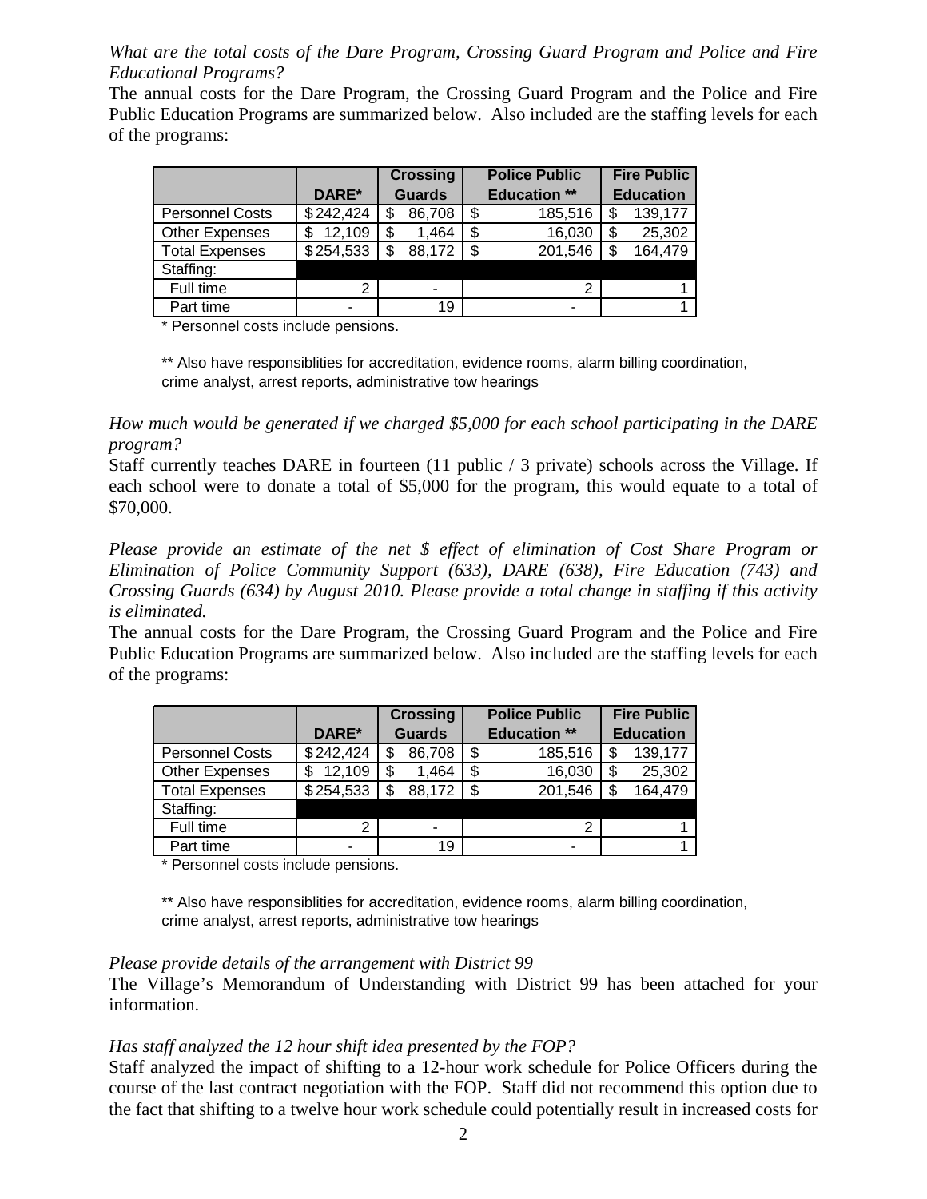*What are the total costs of the Dare Program, Crossing Guard Program and Police and Fire Educational Programs?*

The annual costs for the Dare Program, the Crossing Guard Program and the Police and Fire Public Education Programs are summarized below. Also included are the staffing levels for each of the programs:

| | DARE* | Crossing Guards | Police Public Education ** | Fire Public Education |
|---|---|---|---|---|
| Personnel Costs | $242,424 | $ 86,708 | $ 185,516 | $ 139,177 |
| Other Expenses | $ 12,109 | $ 1,464 | $ 16,030 | $ 25,302 |
| Total Expenses | $254,533 | $ 88,172 | $ 201,546 | $ 164,479 |
| Staffing: | | | | |
| Full time | 2 | - | 2 | 1 |
| Part time | - | 19 | - | 1 |

\* Personnel costs include pensions.

** Also have responsiblities for accreditation, evidence rooms, alarm billing coordination, crime analyst, arrest reports, administrative tow hearings

*How much would be generated if we charged $5,000 for each school participating in the DARE program?*

Staff currently teaches DARE in fourteen (11 public / 3 private) schools across the Village. If each school were to donate a total of $5,000 for the program, this would equate to a total of $70,000.

*Please provide an estimate of the net $ effect of elimination of Cost Share Program or Elimination of Police Community Support (633), DARE (638), Fire Education (743) and Crossing Guards (634) by August 2010. Please provide a total change in staffing if this activity is eliminated.*

The annual costs for the Dare Program, the Crossing Guard Program and the Police and Fire Public Education Programs are summarized below. Also included are the staffing levels for each of the programs:

| | DARE* | Crossing Guards | Police Public Education ** | Fire Public Education |
|---|---|---|---|---|
| Personnel Costs | $242,424 | $ 86,708 | $ 185,516 | $ 139,177 |
| Other Expenses | $ 12,109 | $ 1,464 | $ 16,030 | $ 25,302 |
| Total Expenses | $254,533 | $ 88,172 | $ 201,546 | $ 164,479 |
| Staffing: | | | | |
| Full time | 2 | - | 2 | 1 |
| Part time | - | 19 | - | 1 |

\* Personnel costs include pensions.

** Also have responsiblities for accreditation, evidence rooms, alarm billing coordination, crime analyst, arrest reports, administrative tow hearings

*Please provide details of the arrangement with District 99*

The Village's Memorandum of Understanding with District 99 has been attached for your information.

*Has staff analyzed the 12 hour shift idea presented by the FOP?*

Staff analyzed the impact of shifting to a 12-hour work schedule for Police Officers during the course of the last contract negotiation with the FOP. Staff did not recommend this option due to the fact that shifting to a twelve hour work schedule could potentially result in increased costs for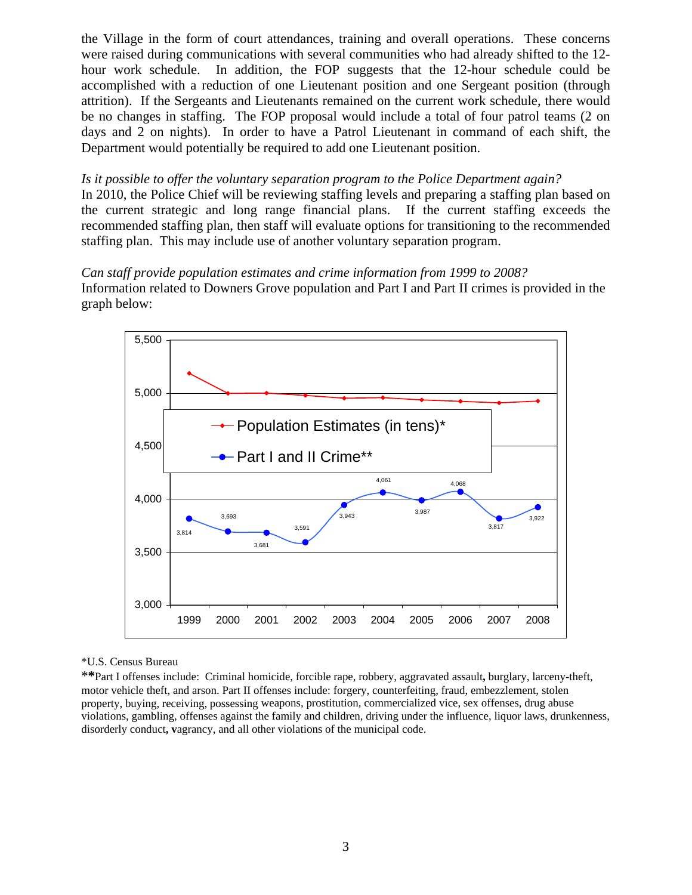the Village in the form of court attendances, training and overall operations. These concerns were raised during communications with several communities who had already shifted to the 12-hour work schedule. In addition, the FOP suggests that the 12-hour schedule could be accomplished with a reduction of one Lieutenant position and one Sergeant position (through attrition). If the Sergeants and Lieutenants remained on the current work schedule, there would be no changes in staffing. The FOP proposal would include a total of four patrol teams (2 on days and 2 on nights). In order to have a Patrol Lieutenant in command of each shift, the Department would potentially be required to add one Lieutenant position.

*Is it possible to offer the voluntary separation program to the Police Department again?*
In 2010, the Police Chief will be reviewing staffing levels and preparing a staffing plan based on the current strategic and long range financial plans. If the current staffing exceeds the recommended staffing plan, then staff will evaluate options for transitioning to the recommended staffing plan. This may include use of another voluntary separation program.

*Can staff provide population estimates and crime information from 1999 to 2008?*
Information related to Downers Grove population and Part I and Part II crimes is provided in the graph below:

5,500
5,000
4,500
4,000
3,500
3,000

1999 2000 2001 2002 2003 2004 2005 2006 2007 2008

Population Estimates (in tens)*
Part I and II Crime**

3,814 3,693 3,681 3,591 3,943 4,061 3,987 4,068 3,817 3,922

*U.S. Census Bureau

**Part I offenses include: Criminal homicide, forcible rape, robbery, aggravated assault, burglary, larceny-theft, motor vehicle theft, and arson. Part II offenses include: forgery, counterfeiting, fraud, embezzlement, stolen property, buying, receiving, possessing weapons, prostitution, commercialized vice, sex offenses, drug abuse violations, gambling, offenses against the family and children, driving under the influence, liquor laws, drunkenness, disorderly conduct, vagrancy, and all other violations of the municipal code.